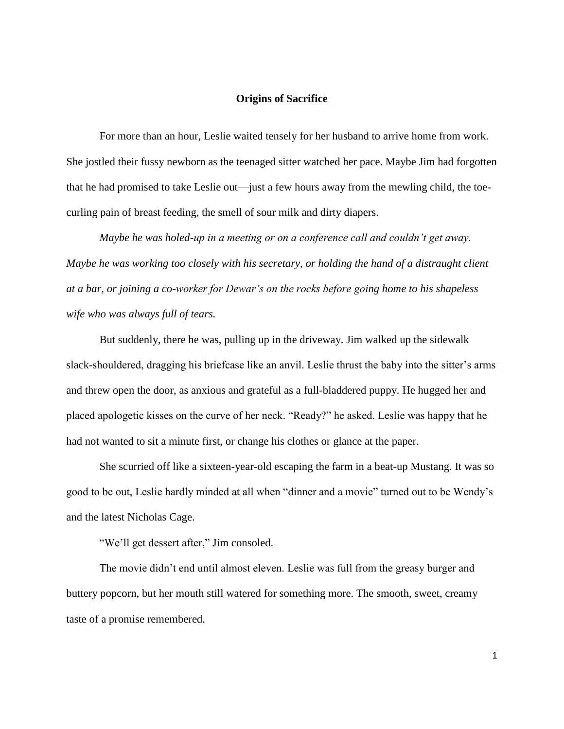# Origins of Sacrifice

For more than an hour, Leslie waited tensely for her husband to arrive home from work. She jostled their fussy newborn as the teenaged sitter watched her pace. Maybe Jim had forgotten that he had promised to take Leslie out—just a few hours away from the mewling child, the toe-curling pain of breast feeding, the smell of sour milk and dirty diapers.

*Maybe he was holed-up in a meeting or on a conference call and couldn't get away. Maybe he was working too closely with his secretary, or holding the hand of a distraught client at a bar, or joining a co-worker for Dewar's on the rocks before going home to his shapeless wife who was always full of tears.*

But suddenly, there he was, pulling up in the driveway. Jim walked up the sidewalk slack-shouldered, dragging his briefcase like an anvil. Leslie thrust the baby into the sitter's arms and threw open the door, as anxious and grateful as a full-bladdered puppy. He hugged her and placed apologetic kisses on the curve of her neck. "Ready?" he asked. Leslie was happy that he had not wanted to sit a minute first, or change his clothes or glance at the paper.

She scurried off like a sixteen-year-old escaping the farm in a beat-up Mustang. It was so good to be out, Leslie hardly minded at all when "dinner and a movie" turned out to be Wendy's and the latest Nicholas Cage.

"We'll get dessert after," Jim consoled.

The movie didn't end until almost eleven. Leslie was full from the greasy burger and buttery popcorn, but her mouth still watered for something more. The smooth, sweet, creamy taste of a promise remembered.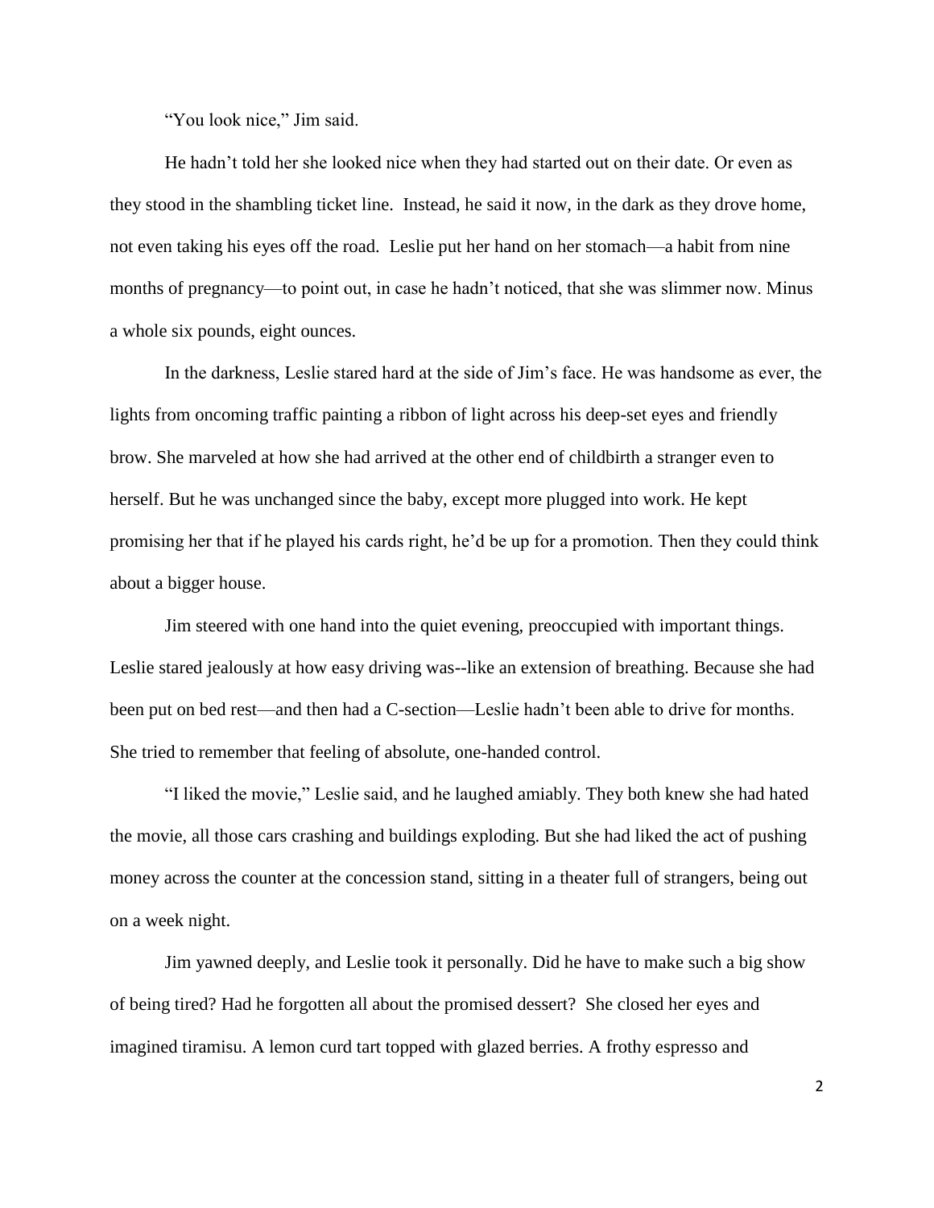"You look nice," Jim said.

He hadn't told her she looked nice when they had started out on their date. Or even as they stood in the shambling ticket line. Instead, he said it now, in the dark as they drove home, not even taking his eyes off the road. Leslie put her hand on her stomach—a habit from nine months of pregnancy—to point out, in case he hadn't noticed, that she was slimmer now. Minus a whole six pounds, eight ounces.

In the darkness, Leslie stared hard at the side of Jim's face. He was handsome as ever, the lights from oncoming traffic painting a ribbon of light across his deep-set eyes and friendly brow. She marveled at how she had arrived at the other end of childbirth a stranger even to herself. But he was unchanged since the baby, except more plugged into work. He kept promising her that if he played his cards right, he'd be up for a promotion. Then they could think about a bigger house.

Jim steered with one hand into the quiet evening, preoccupied with important things. Leslie stared jealously at how easy driving was--like an extension of breathing. Because she had been put on bed rest—and then had a C-section—Leslie hadn't been able to drive for months. She tried to remember that feeling of absolute, one-handed control.

"I liked the movie," Leslie said, and he laughed amiably. They both knew she had hated the movie, all those cars crashing and buildings exploding. But she had liked the act of pushing money across the counter at the concession stand, sitting in a theater full of strangers, being out on a week night.

Jim yawned deeply, and Leslie took it personally. Did he have to make such a big show of being tired? Had he forgotten all about the promised dessert? She closed her eyes and imagined tiramisu. A lemon curd tart topped with glazed berries. A frothy espresso and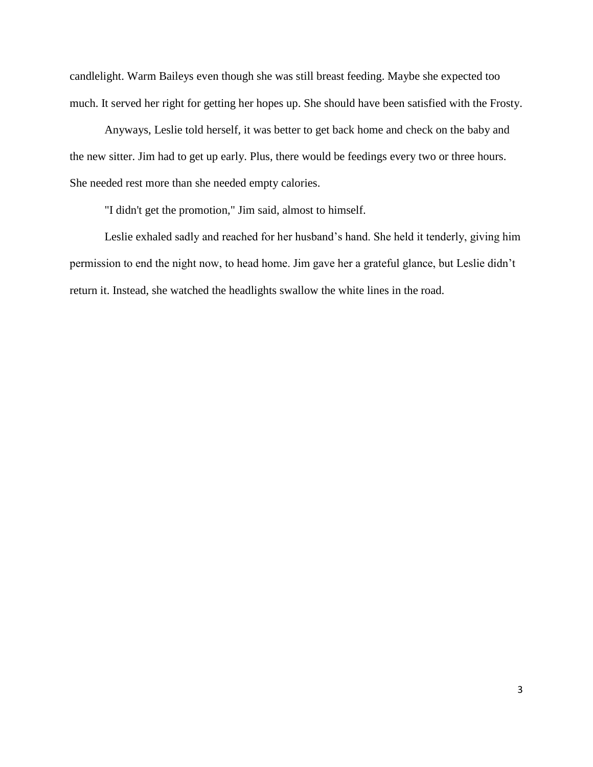candlelight. Warm Baileys even though she was still breast feeding. Maybe she expected too much. It served her right for getting her hopes up. She should have been satisfied with the Frosty.

Anyways, Leslie told herself, it was better to get back home and check on the baby and the new sitter. Jim had to get up early. Plus, there would be feedings every two or three hours. She needed rest more than she needed empty calories.

"I didn't get the promotion," Jim said, almost to himself.

Leslie exhaled sadly and reached for her husband's hand. She held it tenderly, giving him permission to end the night now, to head home. Jim gave her a grateful glance, but Leslie didn't return it. Instead, she watched the headlights swallow the white lines in the road.